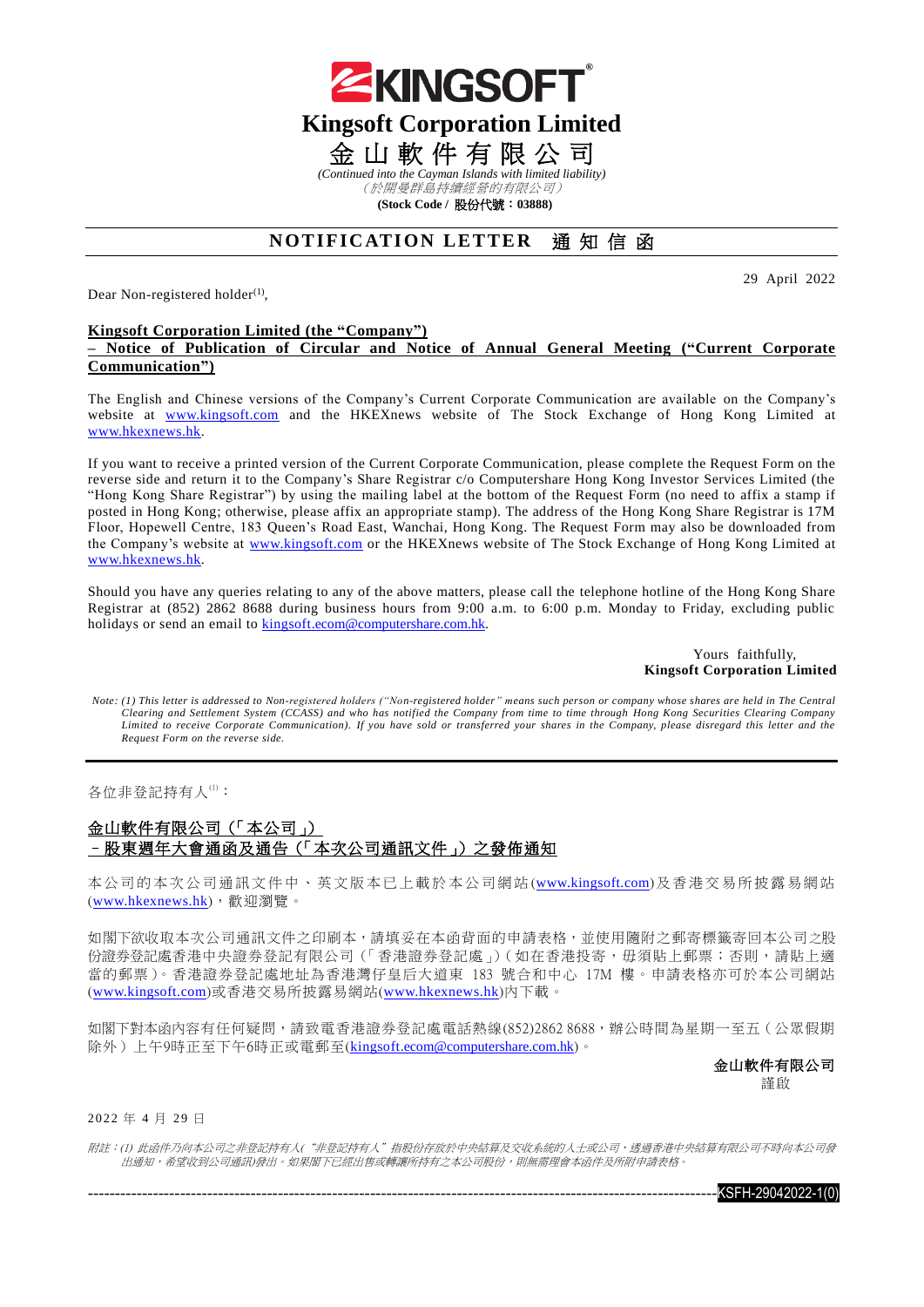# Kingsoft Corporation Limited

# 金山軟件有限公司

*(Continued into the Cayman Islands with limited liability)*

*（於開曼群島持續經營的有限公司）*

**(Stock Code / 股份代號：03888)**

## NOTIFICATION LETTER 通知信函

29 April 2022

Dear Non-registered holder[1],

**Kingsoft Corporation Limited (the "Company")**
**– Notice of Publication of Circular and Notice of Annual General Meeting ("Current Corporate Communication")**

The English and Chinese versions of the Company's Current Corporate Communication are available on the Company's website at www.kingsoft.com and the HKEXnews website of The Stock Exchange of Hong Kong Limited at www.hkexnews.hk.

If you want to receive a printed version of the Current Corporate Communication, please complete the Request Form on the reverse side and return it to the Company's Share Registrar c/o Computershare Hong Kong Investor Services Limited (the "Hong Kong Share Registrar") by using the mailing label at the bottom of the Request Form (no need to affix a stamp if posted in Hong Kong; otherwise, please affix an appropriate stamp). The address of the Hong Kong Share Registrar is 17M Floor, Hopewell Centre, 183 Queen's Road East, Wanchai, Hong Kong. The Request Form may also be downloaded from the Company's website at www.kingsoft.com or the HKEXnews website of The Stock Exchange of Hong Kong Limited at www.hkexnews.hk.

Should you have any queries relating to any of the above matters, please call the telephone hotline of the Hong Kong Share Registrar at (852) 2862 8688 during business hours from 9:00 a.m. to 6:00 p.m. Monday to Friday, excluding public holidays or send an email to kingsoft.ecom@computershare.com.hk.

Yours faithfully,
**Kingsoft Corporation Limited**

*Note: (1) This letter is addressed to Non-registered holders ("Non-registered holder" means such person or company whose shares are held in The Central Clearing and Settlement System (CCASS) and who has notified the Company from time to time through Hong Kong Securities Clearing Company Limited to receive Corporate Communication). If you have sold or transferred your shares in the Company, please disregard this letter and the Request Form on the reverse side.*

---

各位非登記持有人[1]：

**金山軟件有限公司（「本公司」）**
**–股東週年大會通函及通告（「本次公司通訊文件」）之發佈通知**

本公司的本次公司通訊文件中、英文版本已上載於本公司網站(www.kingsoft.com)及香港交易所披露易網站(www.hkexnews.hk)，歡迎瀏覽。

如閣下欲收取本次公司通訊文件之印刷本，請填妥在本函背面的申請表格，並使用隨附之郵寄標籤寄回本公司之股份證券登記處香港中央證券登記有限公司（「香港證券登記處」）(如在香港投寄，毋須貼上郵票；否則，請貼上適當的郵票)。香港證券登記處地址為香港灣仔皇后大道東 183 號合和中心 17M 樓。申請表格亦可於本公司網站(www.kingsoft.com)或香港交易所披露易網站(www.hkexnews.hk)內下載。

如閣下對本函內容有任何疑問，請致電香港證券登記處電話熱線(852)2862 8688，辦公時間為星期一至五（公眾假期除外）上午9時正至下午6時正或電郵至(kingsoft.ecom@computershare.com.hk)。

**金山軟件有限公司**
謹啟

2022 年 4 月 29 日

*附註：(1) 此函件乃向本公司之非登記持有人("非登記持有人"指股份存放於中央結算及交收系統的人士或公司，透過香港中央結算有限公司不時向本公司發出通知，希望收到公司通訊)發出。如果閣下已經出售或轉讓所持有之本公司股份，則無需理會本函件及所附申請表格。*

KSFH-29042022-1(0)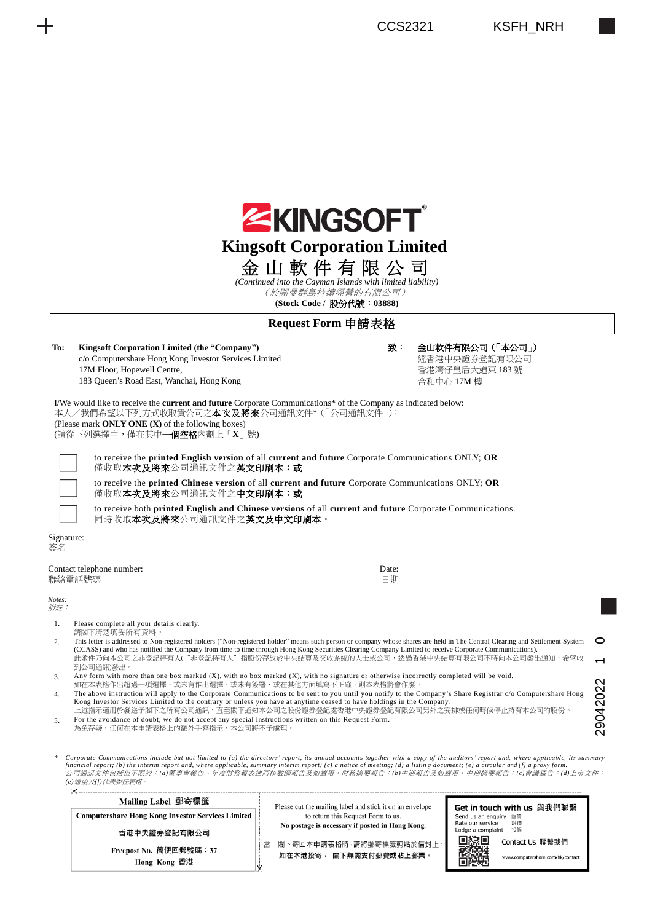# Kingsoft Corporation Limited

# 金山軟件有限公司

*(Continued into the Cayman Islands with limited liability)*

*（於開曼群島持續經營的有限公司）*

**(Stock Code / 股份代號：03888)**

## Request Form 申請表格

**To: Kingsoft Corporation Limited (the "Company")**
c/o Computershare Hong Kong Investor Services Limited
17M Floor, Hopewell Centre,
183 Queen's Road East, Wanchai, Hong Kong

**致：金山軟件有限公司（「本公司」）**
經香港中央證券登記有限公司
香港灣仔皇后大道東183號
合和中心17M樓

I/We would like to receive the **current and future** Corporate Communications* of the Company as indicated below:
本人／我們希望以下列方式收取貴公司之**本次及將來**公司通訊文件*（「公司通訊文件」）：
(Please mark **ONLY ONE (X)** of the following boxes)
(請從下列選擇中，僅在其中**一個空格**內劃上「**X**」號)

☐ to receive the **printed English version** of all **current and future** Corporate Communications ONLY; **OR**
僅收取**本次及將來**公司通訊文件之**英文印刷本；或**

☐ to receive the **printed Chinese version** of all **current and future** Corporate Communications ONLY; **OR**
僅收取**本次及將來**公司通訊文件之**中文印刷本；或**

☐ to receive both **printed English and Chinese versions** of all **current and future** Corporate Communications.
同時收取**本次及將來**公司通訊文件之**英文及中文印刷本**。

Signature:
簽名 ________________________________

Contact telephone number:
聯絡電話號碼 ________________________________

Date:
日期 ________________________________

*Notes:*
*附註：*

1. Please complete all your details clearly.
請閣下清楚填妥所有資料。
2. This letter is addressed to Non-registered holders ("Non-registered holder" means such person or company whose shares are held in The Central Clearing and Settlement System (CCASS) and who has notified the Company from time to time through Hong Kong Securities Clearing Company Limited to receive Corporate Communications).
此函件乃向本公司之非登記持有人("非登記持有人"指股份存放於中央結算及交收系統的人士或公司，透過香港中央結算有限公司不時向本公司發出通知，希望收到公司通訊)發出。
3. Any form with more than one box marked (X), with no box marked (X), with no signature or otherwise incorrectly completed will be void.
如在本表格作出超過一項選擇、或未有作出選擇、或未有簽署、或在其他方面填寫不正確，則本表格將會作廢。
4. The above instruction will apply to the Corporate Communications to be sent to you until you notify to the Company's Share Registrar c/o Computershare Hong Kong Investor Services Limited to the contrary or unless you have at anytime ceased to have holdings in the Company.
上述指示適用於發送予閣下之所有公司通訊，直至閣下通知本公司之股份證券登記處香港中央證券登記有限公司另外之安排或任何時候停止持有本公司的股份。
5. For the avoidance of doubt, we do not accept any special instructions written on this Request Form.
為免存疑，任何在本申請表格上的額外手寫指示，本公司將不予處理。

\* *Corporate Communications include but not limited to (a) the directors' report, its annual accounts together with a copy of the auditors' report and, where applicable, its summary financial report; (b) the interim report and, where applicable, summary interim report; (c) a notice of meeting; (d) a listing document; (e) a circular and (f) a proxy form.*
*公司通訊文件包括但不限於：(a)董事會報告、年度財務報表連同核數師報告及如適用，財務摘要報告；(b)中期報告及如適用，中期摘要報告；(c)會議通告；(d)上市文件；(e)通函及(f)代表委任表格。*

**Mailing Label 郵寄標籤**

**Computershare Hong Kong Investor Services Limited**
**香港中央證券登記有限公司**
**Freepost No. 簡便回郵號碼：37**
**Hong Kong 香港**

Please cut the mailing label and stick it on an envelope to return this Request Form to us.
**No postage is necessary if posted in Hong Kong.**
當閣下寄回本申請表格時，請將郵寄標籤剪貼於信封上。
**如在本港投寄，閣下無需支付郵費或貼上郵票。**

**Get in touch with us 與我們聯繫**
Send us an enquiry 查詢
Rate our service 評價
Lodge a complaint 投訴
Contact Us 聯繫我們
www.computershare.com/hk/contact